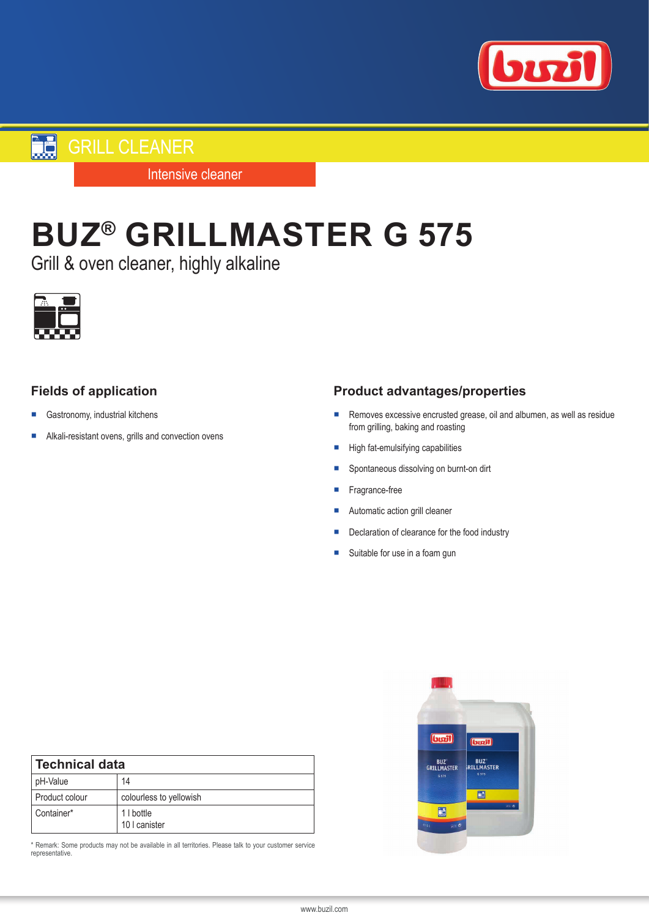GRILL CLEANER

Intensive cleaner

# BUZ® GRILLMASTER G 575

Grill & oven cleaner, highly alkaline

## Fields of application

- Gastronomy, industrial kitchens
- Alkali-resistant ovens, grills and convection ovens

## Product advantages/properties

- Removes excessive encrusted grease, oil and albumen, as well as residue from grilling, baking and roasting
- High fat-emulsifying capabilities
- Spontaneous dissolving on burnt-on dirt
- Fragrance-free
- Automatic action grill cleaner
- Declaration of clearance for the food industry
- Suitable for use in a foam gun

| Technical data | |
|---|---|
| pH-Value | 14 |
| Product colour | colourless to yellowish |
| Container* | 1 l bottle<br>10 l canister |

* Remark: Some products may not be available in all territories. Please talk to your customer service representative.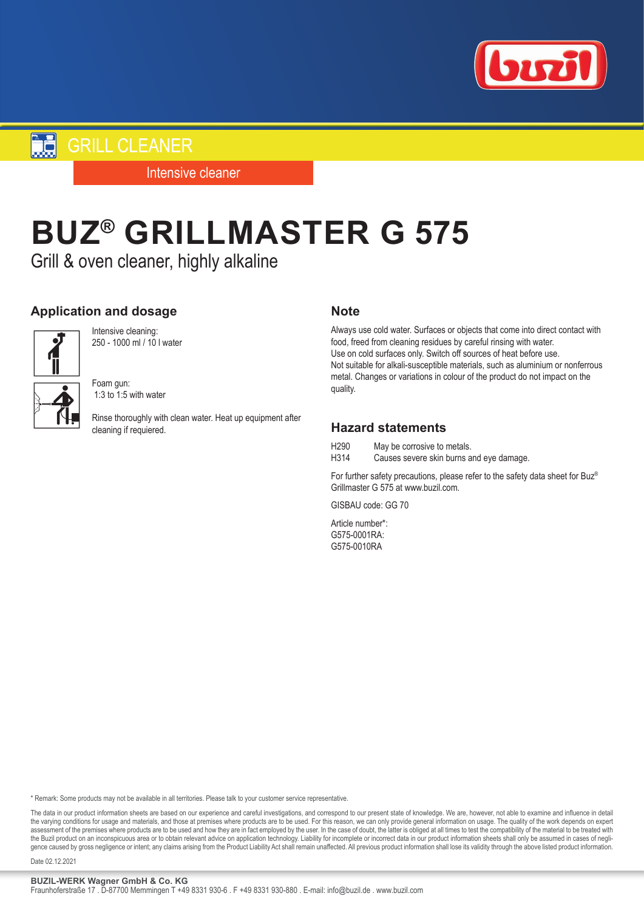GRILL CLEANER

Intensive cleaner

# BUZ® GRILLMASTER G 575

Grill & oven cleaner, highly alkaline

## Application and dosage

Intensive cleaning:
250 - 1000 ml / 10 l water

Foam gun:
1:3 to 1:5 with water

Rinse thoroughly with clean water. Heat up equipment after cleaning if requiered.

## Note

Always use cold water. Surfaces or objects that come into direct contact with food, freed from cleaning residues by careful rinsing with water.
Use on cold surfaces only. Switch off sources of heat before use.
Not suitable for alkali-susceptible materials, such as aluminium or nonferrous metal. Changes or variations in colour of the product do not impact on the quality.

## Hazard statements

| | |
|---|---|
| H290 | May be corrosive to metals. |
| H314 | Causes severe skin burns and eye damage. |

For further safety precautions, please refer to the safety data sheet for Buz® Grillmaster G 575 at www.buzil.com.

GISBAU code: GG 70

Article number*:
G575-0001RA:
G575-0010RA

* Remark: Some products may not be available in all territories. Please talk to your customer service representative.

The data in our product information sheets are based on our experience and careful investigations, and correspond to our present state of knowledge. We are, however, not able to examine and influence in detail the varying conditions for usage and materials, and those at premises where products are to be used. For this reason, we can only provide general information on usage. The quality of the work depends on expert assessment of the premises where products are to be used and how they are in fact employed by the user. In the case of doubt, the latter is obliged at all times to test the compatibility of the material to be treated with the Buzil product on an inconspicuous area or to obtain relevant advice on application technology. Liability for incomplete or incorrect data in our product information sheets shall only be assumed in cases of negligence caused by gross negligence or intent; any claims arising from the Product Liability Act shall remain unaffected. All previous product information shall lose its validity through the above listed product information.

Date 02.12.2021

**BUZIL-WERK Wagner GmbH & Co. KG**
Fraunhoferstraße 17 . D-87700 Memmingen T +49 8331 930-6 . F +49 8331 930-880 . E-mail: info@buzil.de . www.buzil.com